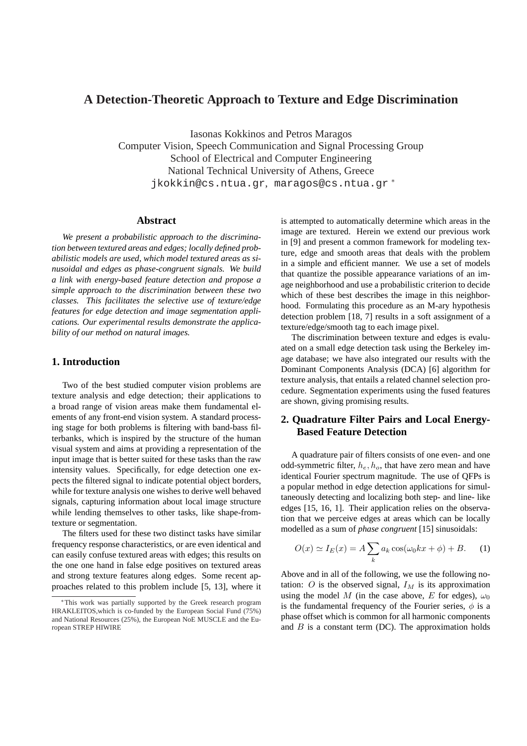# A Detection-Theoretic Approach to Texture and Edge Discrimination

Iasonas Kokkinos and Petros Maragos
Computer Vision, Speech Communication and Signal Processing Group
School of Electrical and Computer Engineering
National Technical University of Athens, Greece
jkokkin@cs.ntua.gr, maragos@cs.ntua.gr *

## Abstract

*We present a probabilistic approach to the discrimination between textured areas and edges; locally defined probabilistic models are used, which model textured areas as sinusoidal and edges as phase-congruent signals. We build a link with energy-based feature detection and propose a simple approach to the discrimination between these two classes. This facilitates the selective use of texture/edge features for edge detection and image segmentation applications. Our experimental results demonstrate the applicability of our method on natural images.*

## 1. Introduction

Two of the best studied computer vision problems are texture analysis and edge detection; their applications to a broad range of vision areas make them fundamental elements of any front-end vision system. A standard processing stage for both problems is filtering with band-bass filterbanks, which is inspired by the structure of the human visual system and aims at providing a representation of the input image that is better suited for these tasks than the raw intensity values. Specifically, for edge detection one expects the filtered signal to indicate potential object borders, while for texture analysis one wishes to derive well behaved signals, capturing information about local image structure while lending themselves to other tasks, like shape-from-texture or segmentation.

The filters used for these two distinct tasks have similar frequency response characteristics, or are even identical and can easily confuse textured areas with edges; this results on the one one hand in false edge positives on textured areas and strong texture features along edges. Some recent approaches related to this problem include [5, 13], where it is attempted to automatically determine which areas in the image are textured. Herein we extend our previous work in [9] and present a common framework for modeling texture, edge and smooth areas that deals with the problem in a simple and efficient manner. We use a set of models that quantize the possible appearance variations of an image neighborhood and use a probabilistic criterion to decide which of these best describes the image in this neighborhood. Formulating this procedure as an M-ary hypothesis detection problem [18, 7] results in a soft assignment of a texture/edge/smooth tag to each image pixel.

The discrimination between texture and edges is evaluated on a small edge detection task using the Berkeley image database; we have also integrated our results with the Dominant Components Analysis (DCA) [6] algorithm for texture analysis, that entails a related channel selection procedure. Segmentation experiments using the fused features are shown, giving promising results.

## 2. Quadrature Filter Pairs and Local Energy-Based Feature Detection

A quadrature pair of filters consists of one even- and one odd-symmetric filter, $h_e, h_o$, that have zero mean and have identical Fourier spectrum magnitude. The use of QFPs is a popular method in edge detection applications for simultaneously detecting and localizing both step- and line- like edges [15, 16, 1]. Their application relies on the observation that we perceive edges at areas which can be locally modelled as a sum of *phase congruent* [15] sinusoidals:

$$O(x) \simeq I_E(x) = A \sum_k a_k \cos(\omega_0 k x + \phi) + B. \quad (1)$$

Above and in all of the following, we use the following notation: $O$ is the observed signal, $I_M$ is its approximation using the model $M$ (in the case above, $E$ for edges), $\omega_0$ is the fundamental frequency of the Fourier series, $\phi$ is a phase offset which is common for all harmonic components and $B$ is a constant term (DC). The approximation holds

*This work was partially supported by the Greek research program HRAKLEITOS,which is co-funded by the European Social Fund (75%) and National Resources (25%), the European NoE MUSCLE and the European STREP HIWIRE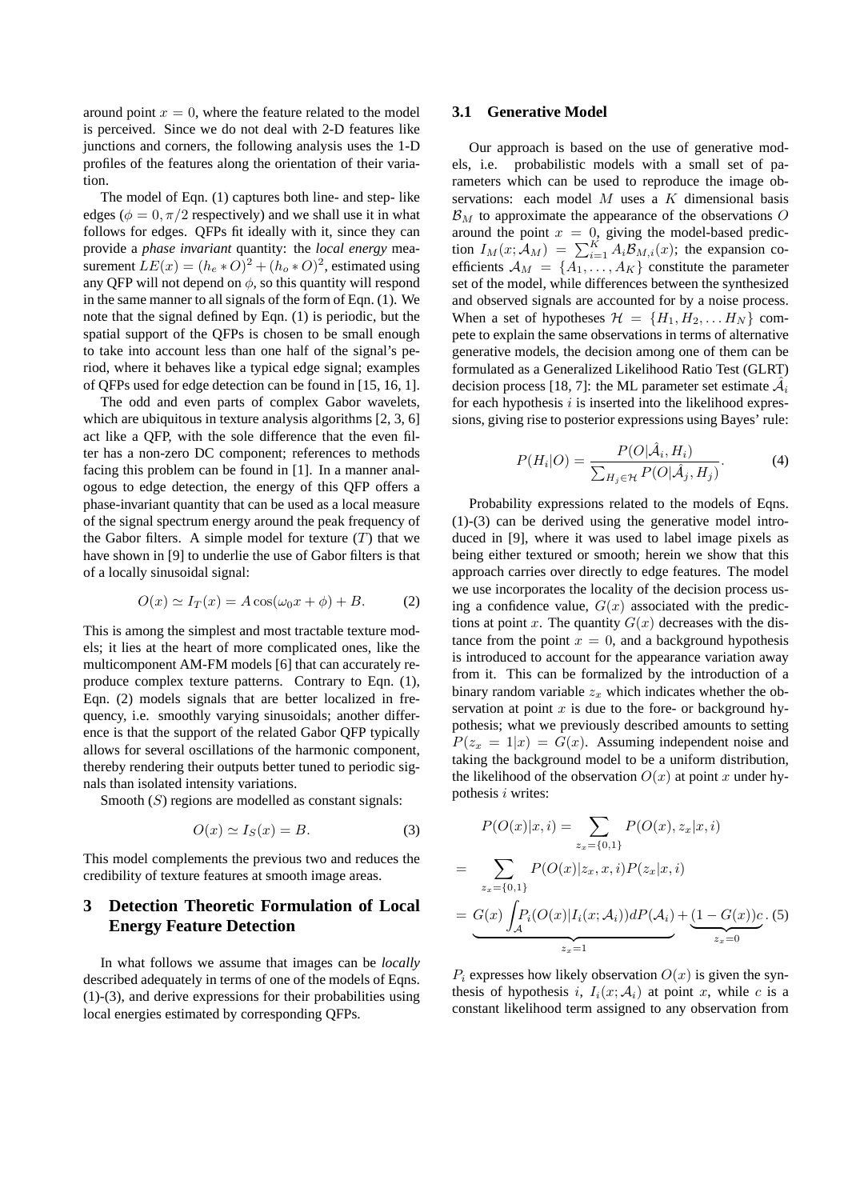around point $x = 0$, where the feature related to the model is perceived. Since we do not deal with 2-D features like junctions and corners, the following analysis uses the 1-D profiles of the features along the orientation of their variation.

The model of Eqn. (1) captures both line- and step- like edges ($\phi = 0, \pi/2$ respectively) and we shall use it in what follows for edges. QFPs fit ideally with it, since they can provide a *phase invariant* quantity: the *local energy* measurement $LE(x) = (h_e * O)^2 + (h_o * O)^2$, estimated using any QFP will not depend on $\phi$, so this quantity will respond in the same manner to all signals of the form of Eqn. (1). We note that the signal defined by Eqn. (1) is periodic, but the spatial support of the QFPs is chosen to be small enough to take into account less than one half of the signal's period, where it behaves like a typical edge signal; examples of QFPs used for edge detection can be found in [15, 16, 1].

The odd and even parts of complex Gabor wavelets, which are ubiquitous in texture analysis algorithms [2, 3, 6] act like a QFP, with the sole difference that the even filter has a non-zero DC component; references to methods facing this problem can be found in [1]. In a manner analogous to edge detection, the energy of this QFP offers a phase-invariant quantity that can be used as a local measure of the signal spectrum energy around the peak frequency of the Gabor filters. A simple model for texture ($T$) that we have shown in [9] to underlie the use of Gabor filters is that of a locally sinusoidal signal:

$$O(x) \simeq I_T(x) = A\cos(\omega_0 x + \phi) + B. \quad (2)$$

This is among the simplest and most tractable texture models; it lies at the heart of more complicated ones, like the multicomponent AM-FM models [6] that can accurately reproduce complex texture patterns. Contrary to Eqn. (1), Eqn. (2) models signals that are better localized in frequency, i.e. smoothly varying sinusoidals; another difference is that the support of the related Gabor QFP typically allows for several oscillations of the harmonic component, thereby rendering their outputs better tuned to periodic signals than isolated intensity variations.

Smooth ($S$) regions are modelled as constant signals:

$$O(x) \simeq I_S(x) = B. \quad (3)$$

This model complements the previous two and reduces the credibility of texture features at smooth image areas.

# 3 Detection Theoretic Formulation of Local Energy Feature Detection

In what follows we assume that images can be *locally* described adequately in terms of one of the models of Eqns. (1)-(3), and derive expressions for their probabilities using local energies estimated by corresponding QFPs.

## 3.1 Generative Model

Our approach is based on the use of generative models, i.e. probabilistic models with a small set of parameters which can be used to reproduce the image observations: each model $M$ uses a $K$ dimensional basis $\mathcal{B}_M$ to approximate the appearance of the observations $O$ around the point $x = 0$, giving the model-based prediction $I_M(x; \mathcal{A}_M) = \sum_{i=1}^{K} A_i \mathcal{B}_{M,i}(x)$; the expansion coefficients $\mathcal{A}_M = \{A_1, \ldots, A_K\}$ constitute the parameter set of the model, while differences between the synthesized and observed signals are accounted for by a noise process. When a set of hypotheses $\mathcal{H} = \{H_1, H_2, \ldots H_N\}$ compete to explain the same observations in terms of alternative generative models, the decision among one of them can be formulated as a Generalized Likelihood Ratio Test (GLRT) decision process [18, 7]: the ML parameter set estimate $\hat{\mathcal{A}}_i$ for each hypothesis $i$ is inserted into the likelihood expressions, giving rise to posterior expressions using Bayes' rule:

$$P(H_i|O) = \frac{P(O|\hat{\mathcal{A}}_i, H_i)}{\sum_{H_j \in \mathcal{H}} P(O|\hat{\mathcal{A}}_j, H_j)}. \quad (4)$$

Probability expressions related to the models of Eqns. (1)-(3) can be derived using the generative model introduced in [9], where it was used to label image pixels as being either textured or smooth; herein we show that this approach carries over directly to edge features. The model we use incorporates the locality of the decision process using a confidence value, $G(x)$ associated with the predictions at point $x$. The quantity $G(x)$ decreases with the distance from the point $x = 0$, and a background hypothesis is introduced to account for the appearance variation away from it. This can be formalized by the introduction of a binary random variable $z_x$ which indicates whether the observation at point $x$ is due to the fore- or background hypothesis; what we previously described amounts to setting $P(z_x = 1|x) = G(x)$. Assuming independent noise and taking the background model to be a uniform distribution, the likelihood of the observation $O(x)$ at point $x$ under hypothesis $i$ writes:

$$\begin{aligned} P(O(x)|x, i) &= \sum_{z_x = \{0,1\}} P(O(x), z_x|x, i) \\ &= \sum_{z_x = \{0,1\}} P(O(x)|z_x, x, i) P(z_x|x, i) \\ &= \underbrace{G(x) \int_{\mathcal{A}} P_i(O(x)|I_i(x; \mathcal{A}_i)) dP(\mathcal{A}_i)}_{z_x=1} + \underbrace{(1 - G(x))c}_{z_x=0}. \quad (5) \end{aligned}$$

$P_i$ expresses how likely observation $O(x)$ is given the synthesis of hypothesis $i$, $I_i(x; \mathcal{A}_i)$ at point $x$, while $c$ is a constant likelihood term assigned to any observation from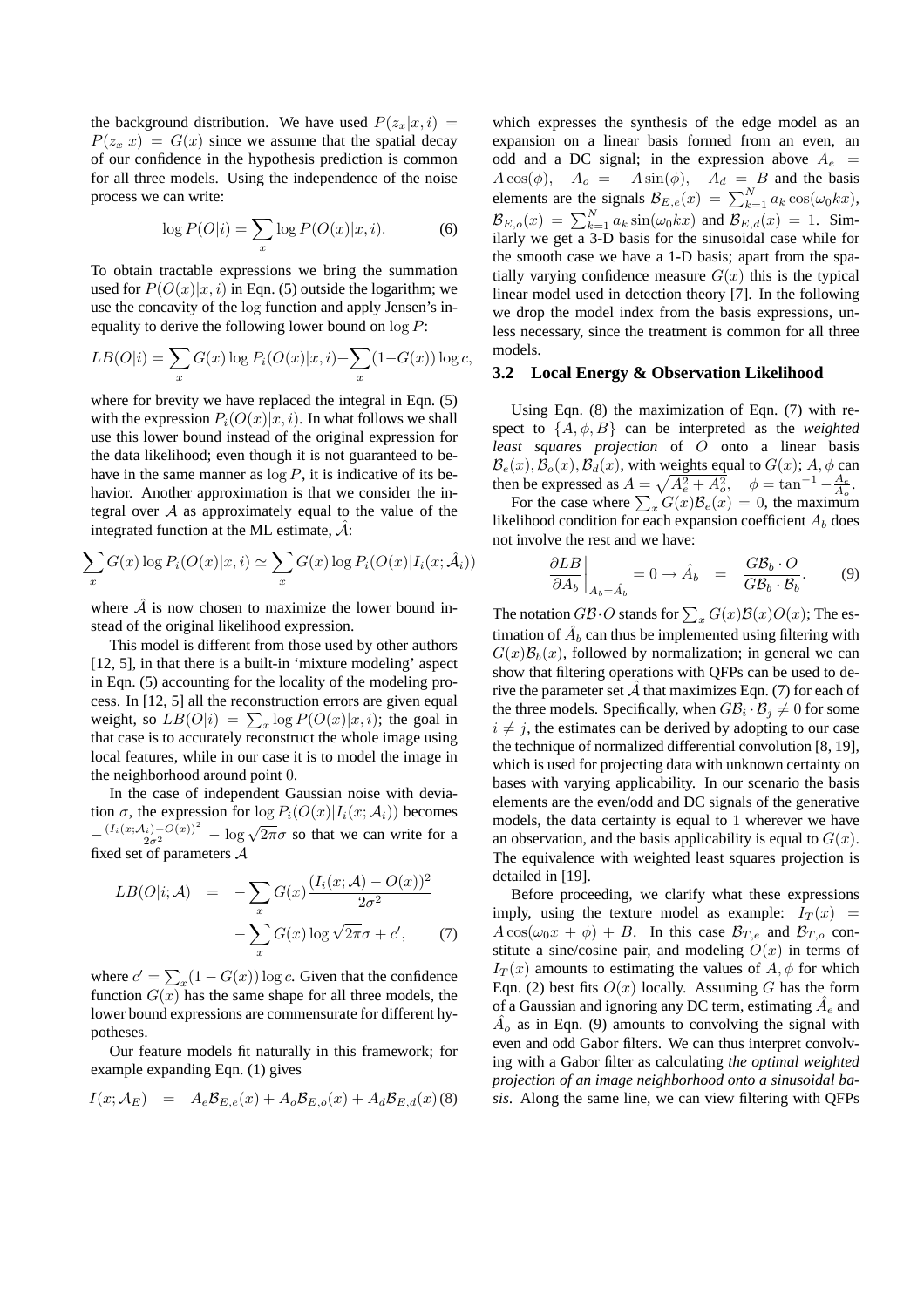the background distribution. We have used $P(z_x|x,i) = P(z_x|x) = G(x)$ since we assume that the spatial decay of our confidence in the hypothesis prediction is common for all three models. Using the independence of the noise process we can write:

$$\log P(O|i) = \sum_x \log P(O(x)|x,i). \tag{6}$$

To obtain tractable expressions we bring the summation used for $P(O(x)|x,i)$ in Eqn. (5) outside the logarithm; we use the concavity of the $\log$ function and apply Jensen's inequality to derive the following lower bound on $\log P$:

$$LB(O|i) = \sum_x G(x)\log P_i(O(x)|x,i) + \sum_x (1-G(x))\log c,$$

where for brevity we have replaced the integral in Eqn. (5) with the expression $P_i(O(x)|x,i)$. In what follows we shall use this lower bound instead of the original expression for the data likelihood; even though it is not guaranteed to behave in the same manner as $\log P$, it is indicative of its behavior. Another approximation is that we consider the integral over $\mathcal{A}$ as approximately equal to the value of the integrated function at the ML estimate, $\hat{\mathcal{A}}$:

$$\sum_x G(x)\log P_i(O(x)|x,i) \simeq \sum_x G(x)\log P_i(O(x)|I_i(x;\hat{\mathcal{A}}_i))$$

where $\hat{\mathcal{A}}$ is now chosen to maximize the lower bound instead of the original likelihood expression.

This model is different from those used by other authors [12, 5], in that there is a built-in 'mixture modeling' aspect in Eqn. (5) accounting for the locality of the modeling process. In [12, 5] all the reconstruction errors are given equal weight, so $LB(O|i) = \sum_x \log P(O(x)|x,i)$; the goal in that case is to accurately reconstruct the whole image using local features, while in our case it is to model the image in the neighborhood around point $0$.

In the case of independent Gaussian noise with deviation $\sigma$, the expression for $\log P_i(O(x)|I_i(x;\mathcal{A}_i))$ becomes $-\frac{(I_i(x;\mathcal{A}_i)-O(x))^2}{2\sigma^2} - \log\sqrt{2\pi}\sigma$ so that we can write for a fixed set of parameters $\mathcal{A}$

$$\begin{aligned} LB(O|i;\mathcal{A}) &= -\sum_x G(x)\frac{(I_i(x;\mathcal{A})-O(x))^2}{2\sigma^2} \\ &\quad - \sum_x G(x)\log\sqrt{2\pi}\sigma + c', \end{aligned} \tag{7}$$

where $c' = \sum_x (1-G(x))\log c$. Given that the confidence function $G(x)$ has the same shape for all three models, the lower bound expressions are commensurate for different hypotheses.

Our feature models fit naturally in this framework; for example expanding Eqn. (1) gives

$$I(x;\mathcal{A}_E) = A_e\mathcal{B}_{E,e}(x) + A_o\mathcal{B}_{E,o}(x) + A_d\mathcal{B}_{E,d}(x) \tag{8}$$

which expresses the synthesis of the edge model as an expansion on a linear basis formed from an even, an odd and a DC signal; in the expression above $A_e = A\cos(\phi)$, $A_o = -A\sin(\phi)$, $A_d = B$ and the basis elements are the signals $\mathcal{B}_{E,e}(x) = \sum_{k=1}^{N} a_k\cos(\omega_0 kx)$, $\mathcal{B}_{E,o}(x) = \sum_{k=1}^{N} a_k\sin(\omega_0 kx)$ and $\mathcal{B}_{E,d}(x) = 1$. Similarly we get a 3-D basis for the sinusoidal case while for the smooth case we have a 1-D basis; apart from the spatially varying confidence measure $G(x)$ this is the typical linear model used in detection theory [7]. In the following we drop the model index from the basis expressions, unless necessary, since the treatment is common for all three models.

### 3.2 Local Energy & Observation Likelihood

Using Eqn. (8) the maximization of Eqn. (7) with respect to $\{A,\phi,B\}$ can be interpreted as the *weighted least squares projection* of $O$ onto a linear basis $\mathcal{B}_e(x), \mathcal{B}_o(x), \mathcal{B}_d(x)$, with weights equal to $G(x)$; $A,\phi$ can then be expressed as $A = \sqrt{A_e^2 + A_o^2}$, $\phi = \tan^{-1} -\frac{A_e}{A_o}$.

For the case where $\sum_x G(x)\mathcal{B}_e(x) = 0$, the maximum likelihood condition for each expansion coefficient $A_b$ does not involve the rest and we have:

$$\left.\frac{\partial LB}{\partial A_b}\right|_{A_b=\hat{A}_b} = 0 \rightarrow \hat{A}_b = \frac{G\mathcal{B}_b \cdot O}{G\mathcal{B}_b \cdot \mathcal{B}_b}. \tag{9}$$

The notation $G\mathcal{B}\cdot O$ stands for $\sum_x G(x)\mathcal{B}(x)O(x)$; The estimation of $\hat{A}_b$ can thus be implemented using filtering with $G(x)\mathcal{B}_b(x)$, followed by normalization; in general we can show that filtering operations with QFPs can be used to derive the parameter set $\hat{\mathcal{A}}$ that maximizes Eqn. (7) for each of the three models. Specifically, when $G\mathcal{B}_i \cdot \mathcal{B}_j \neq 0$ for some $i \neq j$, the estimates can be derived by adopting to our case the technique of normalized differential convolution [8, 19], which is used for projecting data with unknown certainty on bases with varying applicability. In our scenario the basis elements are the even/odd and DC signals of the generative models, the data certainty is equal to 1 wherever we have an observation, and the basis applicability is equal to $G(x)$. The equivalence with weighted least squares projection is detailed in [19].

Before proceeding, we clarify what these expressions imply, using the texture model as example: $I_T(x) = A\cos(\omega_0 x + \phi) + B$. In this case $\mathcal{B}_{T,e}$ and $\mathcal{B}_{T,o}$ constitute a sine/cosine pair, and modeling $O(x)$ in terms of $I_T(x)$ amounts to estimating the values of $A,\phi$ for which Eqn. (2) best fits $O(x)$ locally. Assuming $G$ has the form of a Gaussian and ignoring any DC term, estimating $\hat{A}_e$ and $\hat{A}_o$ as in Eqn. (9) amounts to convolving the signal with even and odd Gabor filters. We can thus interpret convolving with a Gabor filter as calculating *the optimal weighted projection of an image neighborhood onto a sinusoidal basis*. Along the same line, we can view filtering with QFPs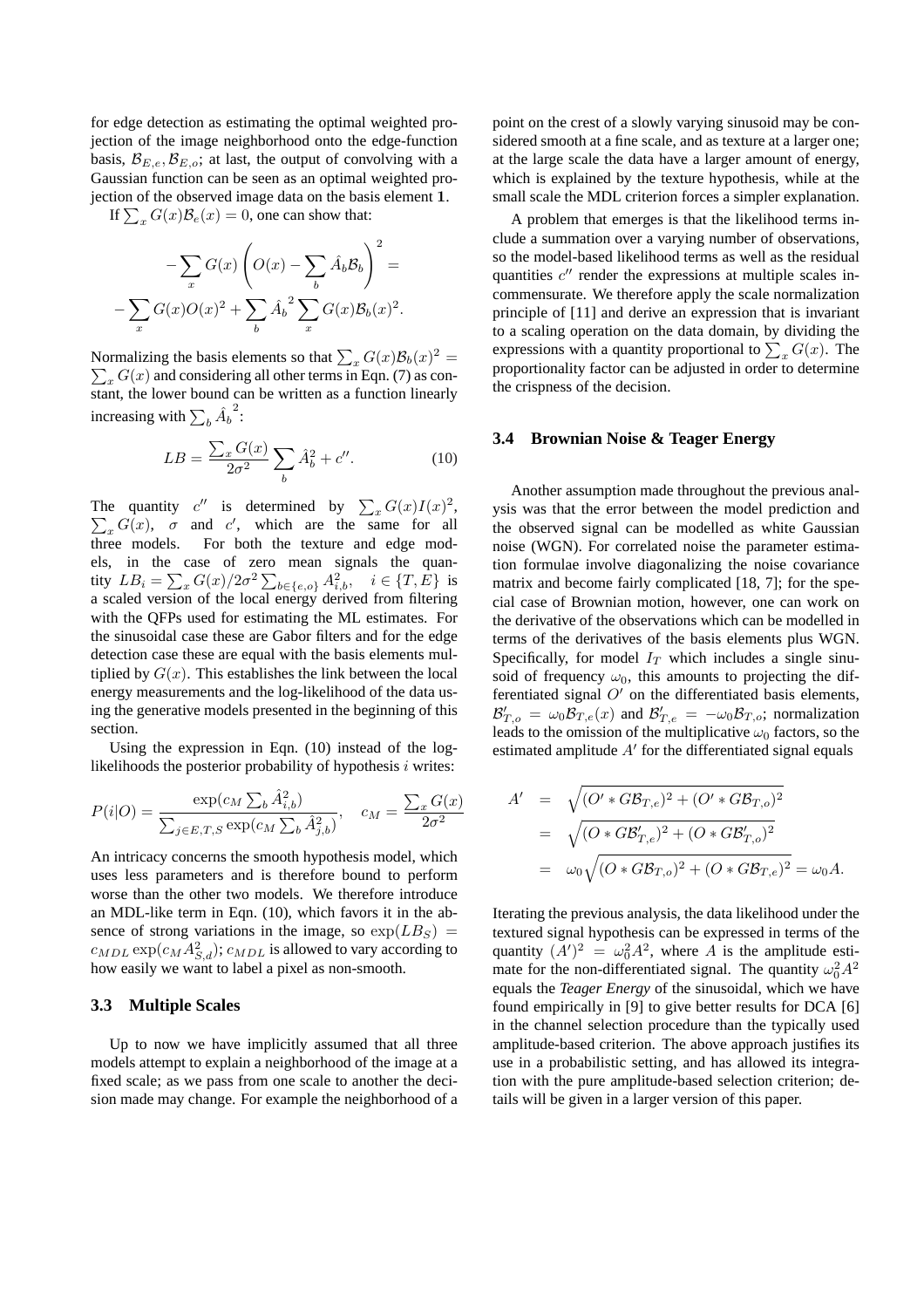for edge detection as estimating the optimal weighted projection of the image neighborhood onto the edge-function basis, $\mathcal{B}_{E,e}, \mathcal{B}_{E,o}$; at last, the output of convolving with a Gaussian function can be seen as an optimal weighted projection of the observed image data on the basis element **1**.

If $\sum_x G(x)\mathcal{B}_e(x) = 0$, one can show that:

$$-\sum_x G(x)\left(O(x) - \sum_b \hat{A}_b \mathcal{B}_b\right)^2 =$$

$$-\sum_x G(x)O(x)^2 + \sum_b \hat{A}_b{}^2 \sum_x G(x)\mathcal{B}_b(x)^2.$$

Normalizing the basis elements so that $\sum_x G(x)\mathcal{B}_b(x)^2 = \sum_x G(x)$ and considering all other terms in Eqn. (7) as constant, the lower bound can be written as a function linearly increasing with $\sum_b \hat{A}_b{}^2$:

$$LB = \frac{\sum_x G(x)}{2\sigma^2} \sum_b \hat{A}_b^2 + c''. \tag{10}$$

The quantity $c''$ is determined by $\sum_x G(x)I(x)^2$, $\sum_x G(x)$, $\sigma$ and $c'$, which are the same for all three models. For both the texture and edge models, in the case of zero mean signals the quantity $LB_i = \sum_x G(x)/2\sigma^2 \sum_{b \in \{e,o\}} A_{i,b}^2, \quad i \in \{T, E\}$ is a scaled version of the local energy derived from filtering with the QFPs used for estimating the ML estimates. For the sinusoidal case these are Gabor filters and for the edge detection case these are equal with the basis elements multiplied by $G(x)$. This establishes the link between the local energy measurements and the log-likelihood of the data using the generative models presented in the beginning of this section.

Using the expression in Eqn. (10) instead of the log-likelihoods the posterior probability of hypothesis $i$ writes:

$$P(i|O) = \frac{\exp(c_M \sum_b \hat{A}_{i,b}^2)}{\sum_{j \in E,T,S} \exp(c_M \sum_b \hat{A}_{j,b}^2)}, \quad c_M = \frac{\sum_x G(x)}{2\sigma^2}$$

An intricacy concerns the smooth hypothesis model, which uses less parameters and is therefore bound to perform worse than the other two models. We therefore introduce an MDL-like term in Eqn. (10), which favors it in the absence of strong variations in the image, so $\exp(LB_S) = c_{MDL} \exp(c_M A_{S,d}^2)$; $c_{MDL}$ is allowed to vary according to how easily we want to label a pixel as non-smooth.

### 3.3 Multiple Scales

Up to now we have implicitly assumed that all three models attempt to explain a neighborhood of the image at a fixed scale; as we pass from one scale to another the decision made may change. For example the neighborhood of a point on the crest of a slowly varying sinusoid may be considered smooth at a fine scale, and as texture at a larger one; at the large scale the data have a larger amount of energy, which is explained by the texture hypothesis, while at the small scale the MDL criterion forces a simpler explanation.

A problem that emerges is that the likelihood terms include a summation over a varying number of observations, so the model-based likelihood terms as well as the residual quantities $c''$ render the expressions at multiple scales incommensurate. We therefore apply the scale normalization principle of [11] and derive an expression that is invariant to a scaling operation on the data domain, by dividing the expressions with a quantity proportional to $\sum_x G(x)$. The proportionality factor can be adjusted in order to determine the crispness of the decision.

### 3.4 Brownian Noise & Teager Energy

Another assumption made throughout the previous analysis was that the error between the model prediction and the observed signal can be modelled as white Gaussian noise (WGN). For correlated noise the parameter estimation formulae involve diagonalizing the noise covariance matrix and become fairly complicated [18, 7]; for the special case of Brownian motion, however, one can work on the derivative of the observations which can be modelled in terms of the derivatives of the basis elements plus WGN. Specifically, for model $I_T$ which includes a single sinusoid of frequency $\omega_0$, this amounts to projecting the differentiated signal $O'$ on the differentiated basis elements, $\mathcal{B}'_{T,o} = \omega_0 \mathcal{B}_{T,e}(x)$ and $\mathcal{B}'_{T,e} = -\omega_0 \mathcal{B}_{T,o}$; normalization leads to the omission of the multiplicative $\omega_0$ factors, so the estimated amplitude $A'$ for the differentiated signal equals

$$\begin{aligned}
A' &= \sqrt{(O' * G\mathcal{B}_{T,e})^2 + (O' * G\mathcal{B}_{T,o})^2} \\
&= \sqrt{(O * G\mathcal{B}'_{T,e})^2 + (O * G\mathcal{B}'_{T,o})^2} \\
&= \omega_0 \sqrt{(O * G\mathcal{B}_{T,o})^2 + (O * G\mathcal{B}_{T,e})^2} = \omega_0 A.
\end{aligned}$$

Iterating the previous analysis, the data likelihood under the textured signal hypothesis can be expressed in terms of the quantity $(A')^2 = \omega_0^2 A^2$, where $A$ is the amplitude estimate for the non-differentiated signal. The quantity $\omega_0^2 A^2$ equals the *Teager Energy* of the sinusoidal, which we have found empirically in [9] to give better results for DCA [6] in the channel selection procedure than the typically used amplitude-based criterion. The above approach justifies its use in a probabilistic setting, and has allowed its integration with the pure amplitude-based selection criterion; details will be given in a larger version of this paper.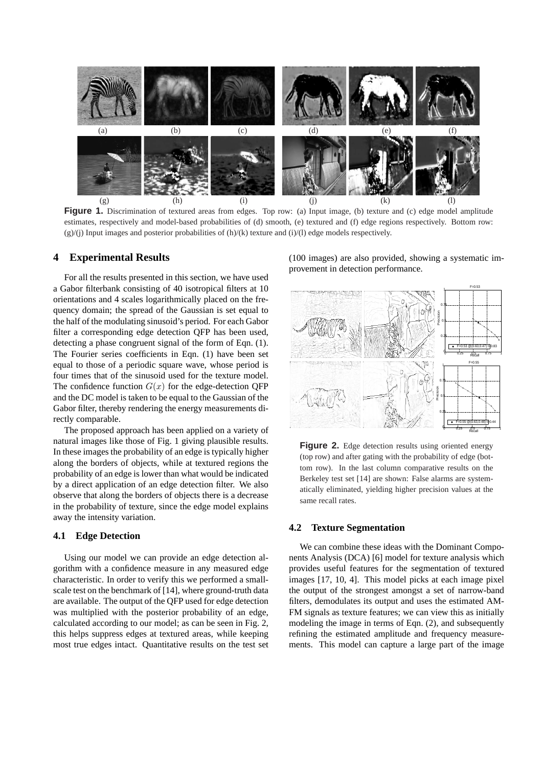**Figure 1.** Discrimination of textured areas from edges. Top row: (a) Input image, (b) texture and (c) edge model amplitude estimates, respectively and model-based probabilities of (d) smooth, (e) textured and (f) edge regions respectively. Bottom row: (g)/(j) Input images and posterior probabilities of (h)/(k) texture and (i)/(l) edge models respectively.

## 4 Experimental Results

For all the results presented in this section, we have used a Gabor filterbank consisting of 40 isotropical filters at 10 orientations and 4 scales logarithmically placed on the frequency domain; the spread of the Gaussian is set equal to the half of the modulating sinusoid's period. For each Gabor filter a corresponding edge detection QFP has been used, detecting a phase congruent signal of the form of Eqn. (1). The Fourier series coefficients in Eqn. (1) have been set equal to those of a periodic square wave, whose period is four times that of the sinusoid used for the texture model. The confidence function $G(x)$ for the edge-detection QFP and the DC model is taken to be equal to the Gaussian of the Gabor filter, thereby rendering the energy measurements directly comparable.

The proposed approach has been applied on a variety of natural images like those of Fig. 1 giving plausible results. In these images the probability of an edge is typically higher along the borders of objects, while at textured regions the probability of an edge is lower than what would be indicated by a direct application of an edge detection filter. We also observe that along the borders of objects there is a decrease in the probability of texture, since the edge model explains away the intensity variation.

### 4.1 Edge Detection

Using our model we can provide an edge detection algorithm with a confidence measure in any measured edge characteristic. In order to verify this we performed a small-scale test on the benchmark of [14], where ground-truth data are available. The output of the QFP used for edge detection was multiplied with the posterior probability of an edge, calculated according to our model; as can be seen in Fig. 2, this helps suppress edges at textured areas, while keeping most true edges intact. Quantitative results on the test set (100 images) are also provided, showing a systematic improvement in detection performance.

**Figure 2.** Edge detection results using oriented energy (top row) and after gating with the probability of edge (bottom row). In the last column comparative results on the Berkeley test set [14] are shown: False alarms are systematically eliminated, yielding higher precision values at the same recall rates.

### 4.2 Texture Segmentation

We can combine these ideas with the Dominant Components Analysis (DCA) [6] model for texture analysis which provides useful features for the segmentation of textured images [17, 10, 4]. This model picks at each image pixel the output of the strongest amongst a set of narrow-band filters, demodulates its output and uses the estimated AM-FM signals as texture features; we can view this as initially modeling the image in terms of Eqn. (2), and subsequently refining the estimated amplitude and frequency measurements. This model can capture a large part of the image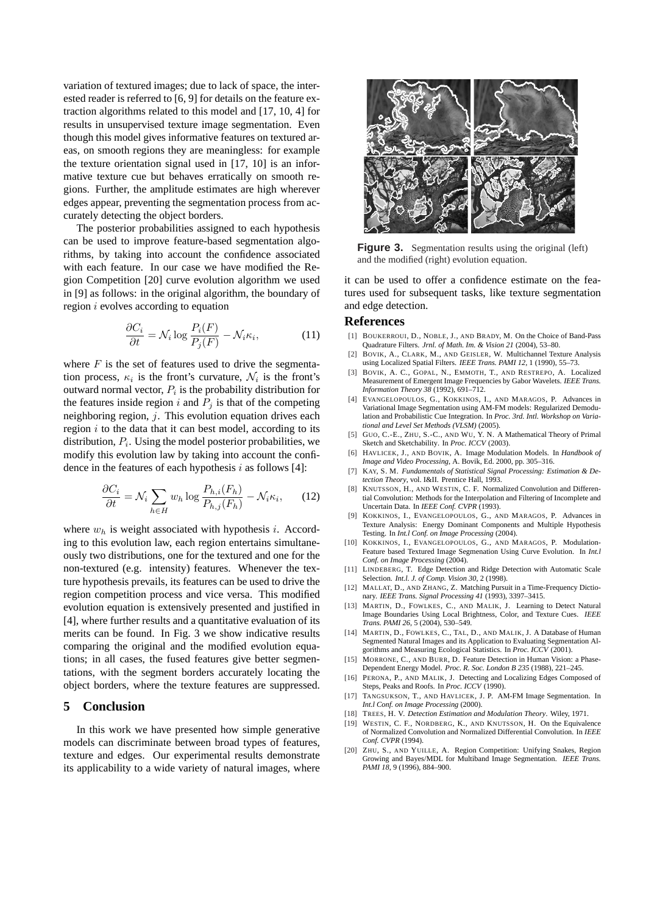variation of textured images; due to lack of space, the interested reader is referred to [6, 9] for details on the feature extraction algorithms related to this model and [17, 10, 4] for results in unsupervised texture image segmentation. Even though this model gives informative features on textured areas, on smooth regions they are meaningless: for example the texture orientation signal used in [17, 10] is an informative texture cue but behaves erratically on smooth regions. Further, the amplitude estimates are high wherever edges appear, preventing the segmentation process from accurately detecting the object borders.

The posterior probabilities assigned to each hypothesis can be used to improve feature-based segmentation algorithms, by taking into account the confidence associated with each feature. In our case we have modified the Region Competition [20] curve evolution algorithm we used in [9] as follows: in the original algorithm, the boundary of region $i$ evolves according to equation

$$\frac{\partial C_i}{\partial t} = \mathcal{N}_i \log \frac{P_i(F)}{P_j(F)} - \mathcal{N}_i \kappa_i, \quad (11)$$

where $F$ is the set of features used to drive the segmentation process, $\kappa_i$ is the front's curvature, $\mathcal{N}_i$ is the front's outward normal vector, $P_i$ is the probability distribution for the features inside region $i$ and $P_j$ is that of the competing neighboring region, $j$. This evolution equation drives each region $i$ to the data that it can best model, according to its distribution, $P_i$. Using the model posterior probabilities, we modify this evolution law by taking into account the confidence in the features of each hypothesis $i$ as follows [4]:

$$\frac{\partial C_i}{\partial t} = \mathcal{N}_i \sum_{h \in H} w_h \log \frac{P_{h,i}(F_h)}{P_{h,j}(F_h)} - \mathcal{N}_i \kappa_i, \quad (12)$$

where $w_h$ is weight associated with hypothesis $i$. According to this evolution law, each region entertains simultaneously two distributions, one for the textured and one for the non-textured (e.g. intensity) features. Whenever the texture hypothesis prevails, its features can be used to drive the region competition process and vice versa. This modified evolution equation is extensively presented and justified in [4], where further results and a quantitative evaluation of its merits can be found. In Fig. 3 we show indicative results comparing the original and the modified evolution equations; in all cases, the fused features give better segmentations, with the segment borders accurately locating the object borders, where the texture features are suppressed.

**Figure 3.** Segmentation results using the original (left) and the modified (right) evolution equation.

## 5 Conclusion

In this work we have presented how simple generative models can discriminate between broad types of features, texture and edges. Our experimental results demonstrate its applicability to a wide variety of natural images, where it can be used to offer a confidence estimate on the features used for subsequent tasks, like texture segmentation and edge detection.

## References

[1] Boukerroui, D., Noble, J., and Brady, M. On the Choice of Band-Pass Quadrature Filters. *Jrnl. of Math. Im. & Vision 21* (2004), 53–80.

[2] Bovik, A., Clark, M., and Geisler, W. Multichannel Texture Analysis using Localized Spatial Filters. *IEEE Trans. PAMI 12*, 1 (1990), 55–73.

[3] Bovik, A. C., Gopal, N., Emmoth, T., and Restrepo, A. Localized Measurement of Emergent Image Frequencies by Gabor Wavelets. *IEEE Trans. Information Theory 38* (1992), 691–712.

[4] Evangelopoulos, G., Kokkinos, I., and Maragos, P. Advances in Variational Image Segmentation using AM-FM models: Regularized Demodulation and Probabilistic Cue Integration. In *Proc. 3rd. Intl. Workshop on Variational and Level Set Methods (VLSM)* (2005).

[5] Guo, C.-E., Zhu, S.-C., and Wu, Y. N. A Mathematical Theory of Primal Sketch and Sketchability. In *Proc. ICCV* (2003).

[6] Havlicek, J., and Bovik, A. Image Modulation Models. In *Handbook of Image and Video Processing*, A. Bovik, Ed. 2000, pp. 305–316.

[7] Kay, S. M. *Fundamentals of Statistical Signal Processing: Estimation & Detection Theory*, vol. I&II. Prentice Hall, 1993.

[8] Knutsson, H., and Westin, C. F. Normalized Convolution and Differential Convolution: Methods for the Interpolation and Filtering of Incomplete and Uncertain Data. In *IEEE Conf. CVPR* (1993).

[9] Kokkinos, I., Evangelopoulos, G., and Maragos, P. Advances in Texture Analysis: Energy Dominant Components and Multiple Hypothesis Testing. In *Int.l Conf. on Image Processing* (2004).

[10] Kokkinos, I., Evangelopoulos, G., and Maragos, P. Modulation-Feature based Textured Image Segmenation Using Curve Evolution. In *Int.l Conf. on Image Processing* (2004).

[11] Lindeberg, T. Edge Detection and Ridge Detection with Automatic Scale Selection. *Int.l. J. of Comp. Vision 30*, 2 (1998).

[12] Mallat, D., and Zhang, Z. Matching Pursuit in a Time-Frequency Dictionary. *IEEE Trans. Signal Processing 41* (1993), 3397–3415.

[13] Martin, D., Fowlkes, C., and Malik, J. Learning to Detect Natural Image Boundaries Using Local Brightness, Color, and Texture Cues. *IEEE Trans. PAMI 26*, 5 (2004), 530–549.

[14] Martin, D., Fowlkes, C., Tal, D., and Malik, J. A Database of Human Segmented Natural Images and its Application to Evaluating Segmentation Algorithms and Measuring Ecological Statistics. In *Proc. ICCV* (2001).

[15] Morrone, C., and Burr, D. Feature Detection in Human Vision: a Phase-Dependent Energy Model. *Proc. R. Soc. London B 235* (1988), 221–245.

[16] Perona, P., and Malik, J. Detecting and Localizing Edges Composed of Steps, Peaks and Roofs. In *Proc. ICCV* (1990).

[17] Tangsukson, T., and Havlicek, J. P. AM-FM Image Segmentation. In *Int.l Conf. on Image Processing* (2000).

[18] Trees, H. V. *Detection Estimation and Modulation Theory*. Wiley, 1971.

[19] Westin, C. F., Nordberg, K., and Knutsson, H. On the Equivalence of Normalized Convolution and Normalized Differential Convolution. In *IEEE Conf. CVPR* (1994).

[20] Zhu, S., and Yuille, A. Region Competition: Unifying Snakes, Region Growing and Bayes/MDL for Multiband Image Segmentation. *IEEE Trans. PAMI 18*, 9 (1996), 884–900.